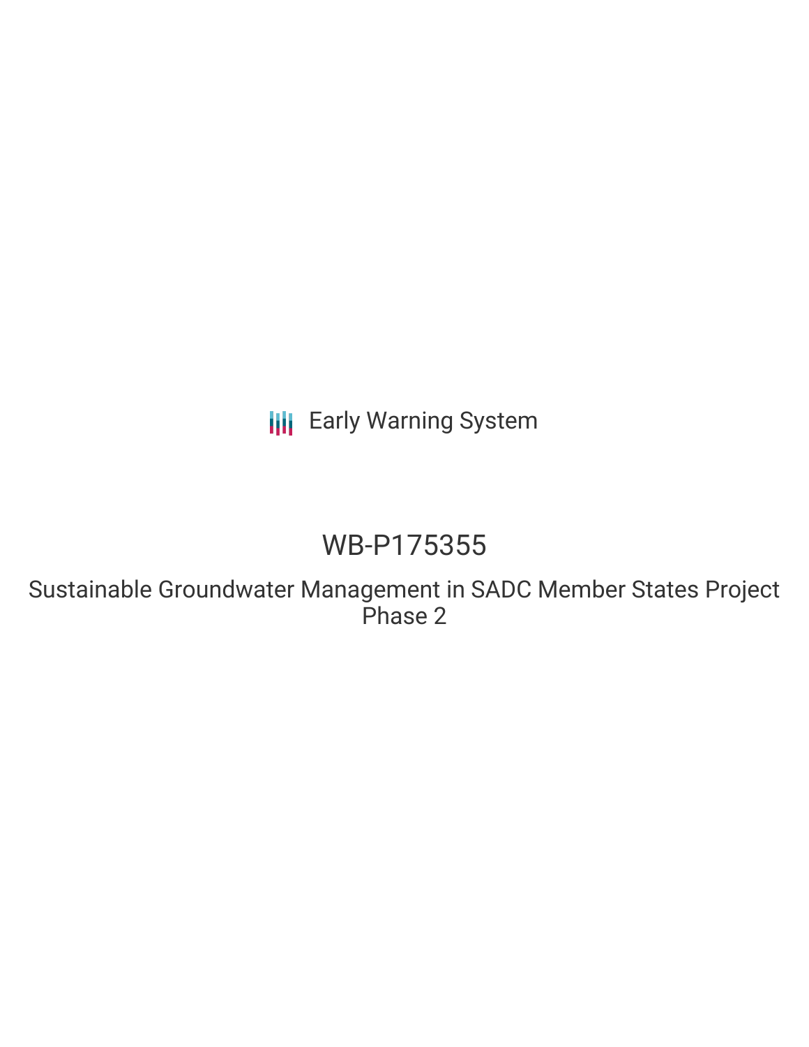Early Warning System

# WB-P175355

## Sustainable Groundwater Management in SADC Member States Project Phase 2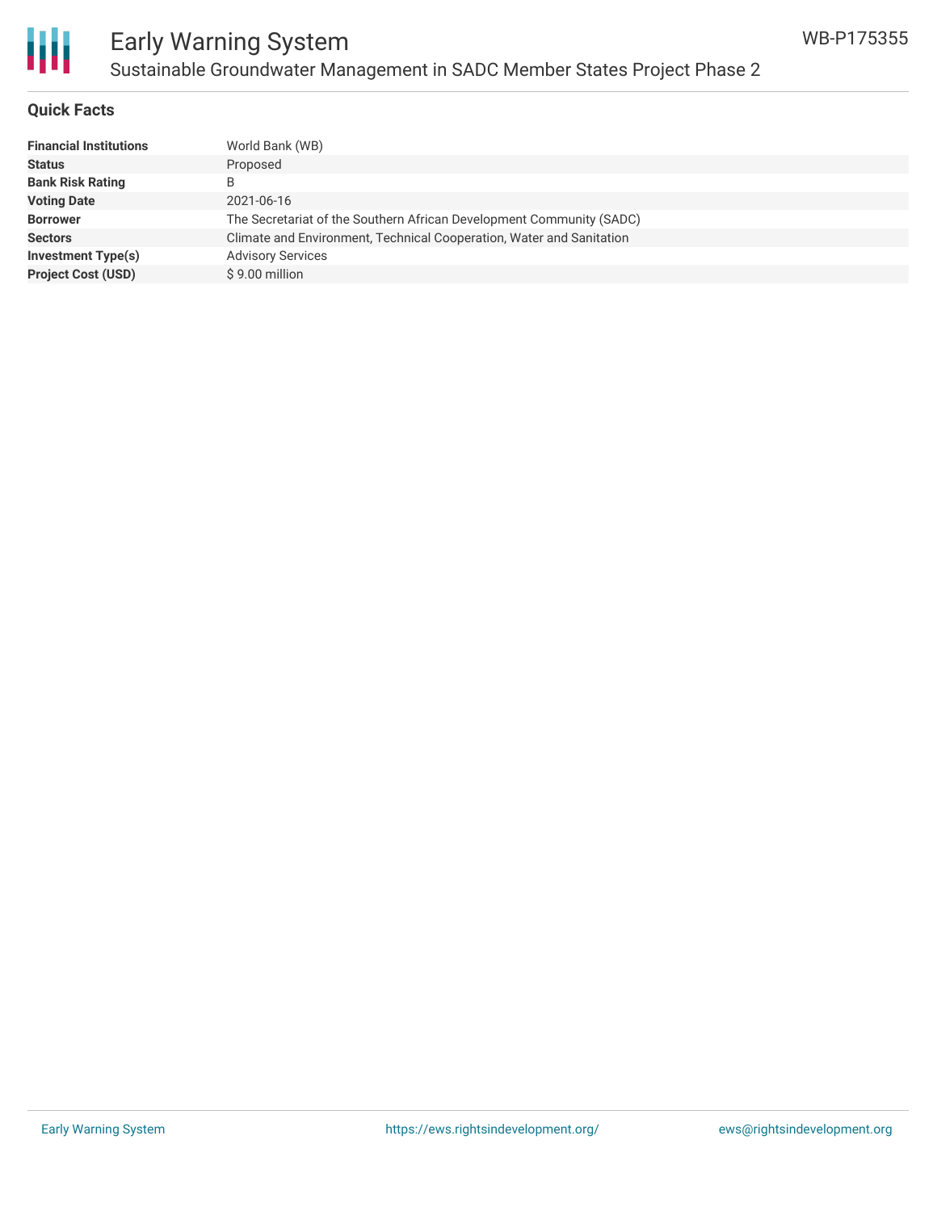# Early Warning System

## Sustainable Groundwater Management in SADC Member States Project Phase 2

WB-P175355

### Quick Facts

| | |
|---|---|
| **Financial Institutions** | World Bank (WB) |
| **Status** | Proposed |
| **Bank Risk Rating** | B |
| **Voting Date** | 2021-06-16 |
| **Borrower** | The Secretariat of the Southern African Development Community (SADC) |
| **Sectors** | Climate and Environment, Technical Cooperation, Water and Sanitation |
| **Investment Type(s)** | Advisory Services |
| **Project Cost (USD)** | $ 9.00 million |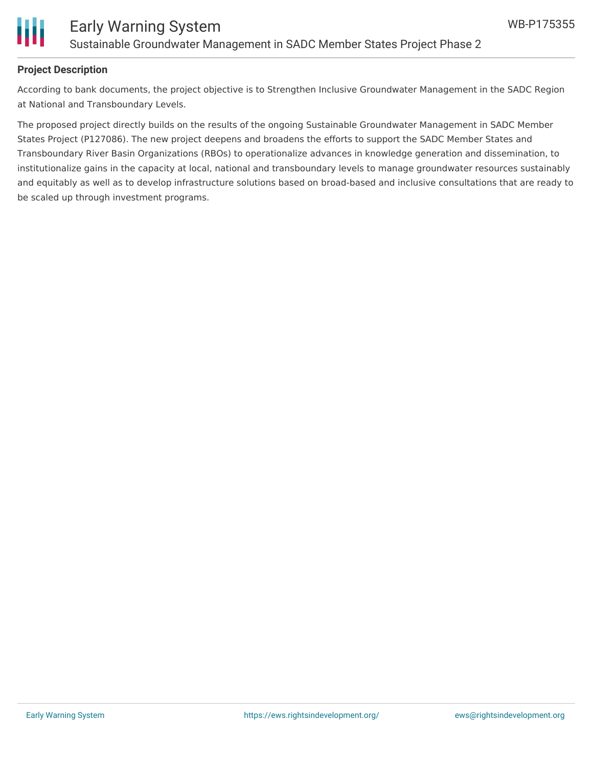## Project Description

According to bank documents, the project objective is to Strengthen Inclusive Groundwater Management in the SADC Region at National and Transboundary Levels.

The proposed project directly builds on the results of the ongoing Sustainable Groundwater Management in SADC Member States Project (P127086). The new project deepens and broadens the efforts to support the SADC Member States and Transboundary River Basin Organizations (RBOs) to operationalize advances in knowledge generation and dissemination, to institutionalize gains in the capacity at local, national and transboundary levels to manage groundwater resources sustainably and equitably as well as to develop infrastructure solutions based on broad-based and inclusive consultations that are ready to be scaled up through investment programs.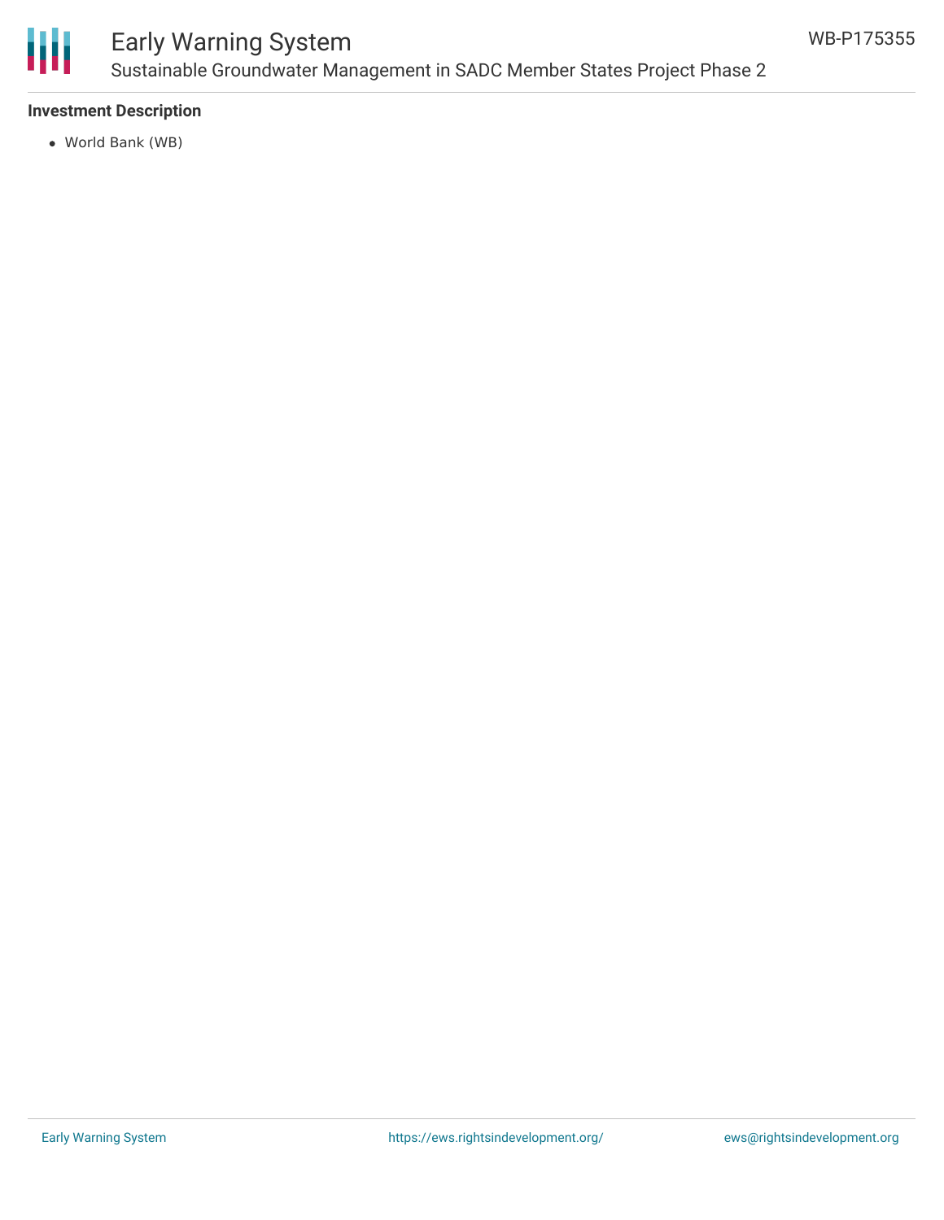**Investment Description**

- World Bank (WB)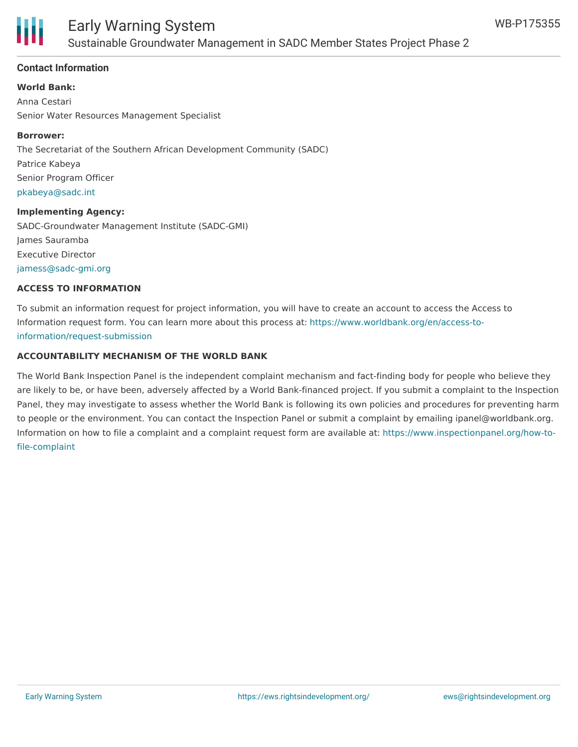## Contact Information

**World Bank:**

Anna Cestari
Senior Water Resources Management Specialist

**Borrower:**

The Secretariat of the Southern African Development Community (SADC)
Patrice Kabeya
Senior Program Officer
pkabeya@sadc.int

**Implementing Agency:**

SADC-Groundwater Management Institute (SADC-GMI)
James Sauramba
Executive Director
jamess@sadc-gmi.org

### ACCESS TO INFORMATION

To submit an information request for project information, you will have to create an account to access the Access to Information request form. You can learn more about this process at: https://www.worldbank.org/en/access-to-information/request-submission

### ACCOUNTABILITY MECHANISM OF THE WORLD BANK

The World Bank Inspection Panel is the independent complaint mechanism and fact-finding body for people who believe they are likely to be, or have been, adversely affected by a World Bank-financed project. If you submit a complaint to the Inspection Panel, they may investigate to assess whether the World Bank is following its own policies and procedures for preventing harm to people or the environment. You can contact the Inspection Panel or submit a complaint by emailing ipanel@worldbank.org. Information on how to file a complaint and a complaint request form are available at: https://www.inspectionpanel.org/how-to-file-complaint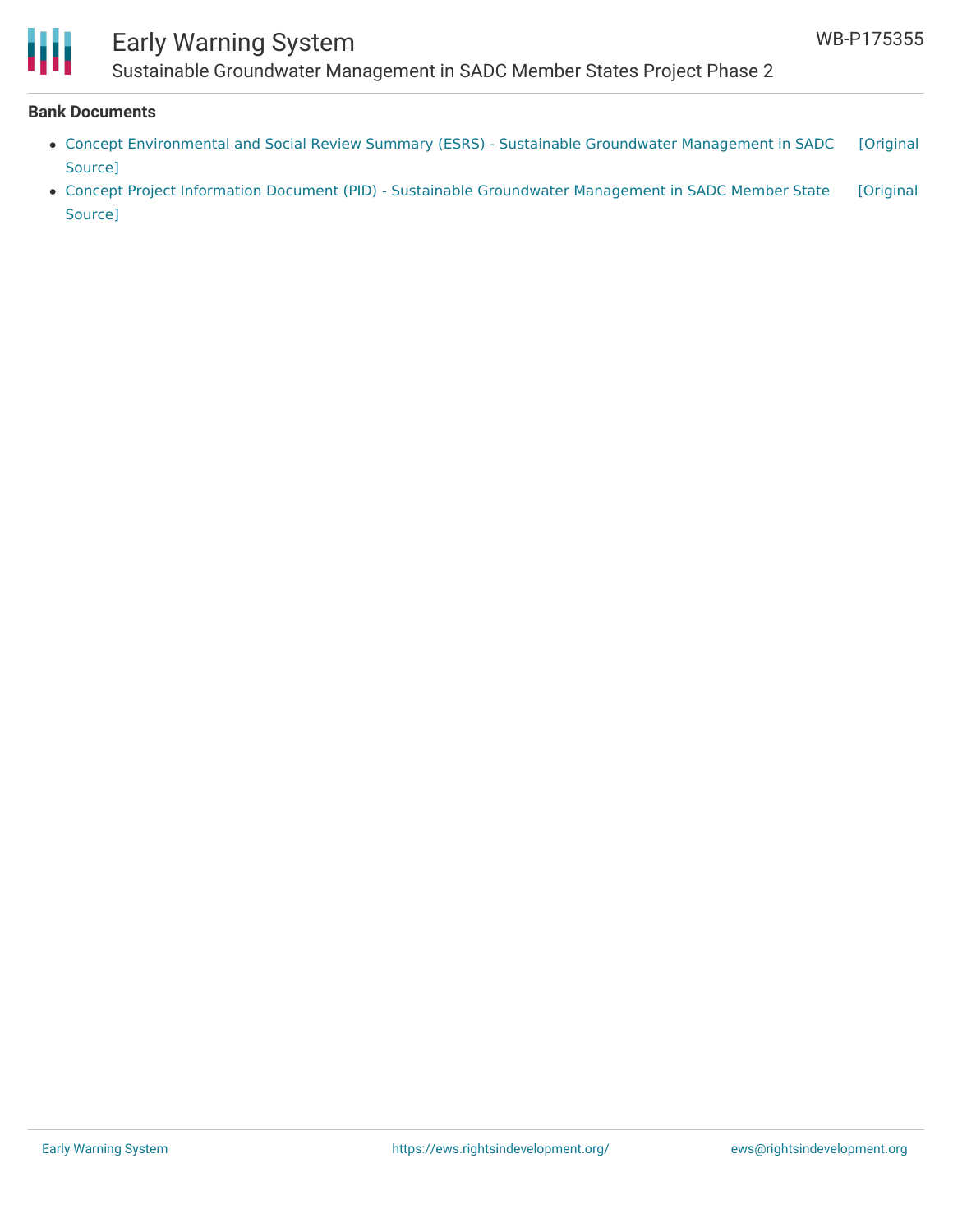**Bank Documents**

- Concept Environmental and Social Review Summary (ESRS) - Sustainable Groundwater Management in SADC [Original Source]
- Concept Project Information Document (PID) - Sustainable Groundwater Management in SADC Member State [Original Source]